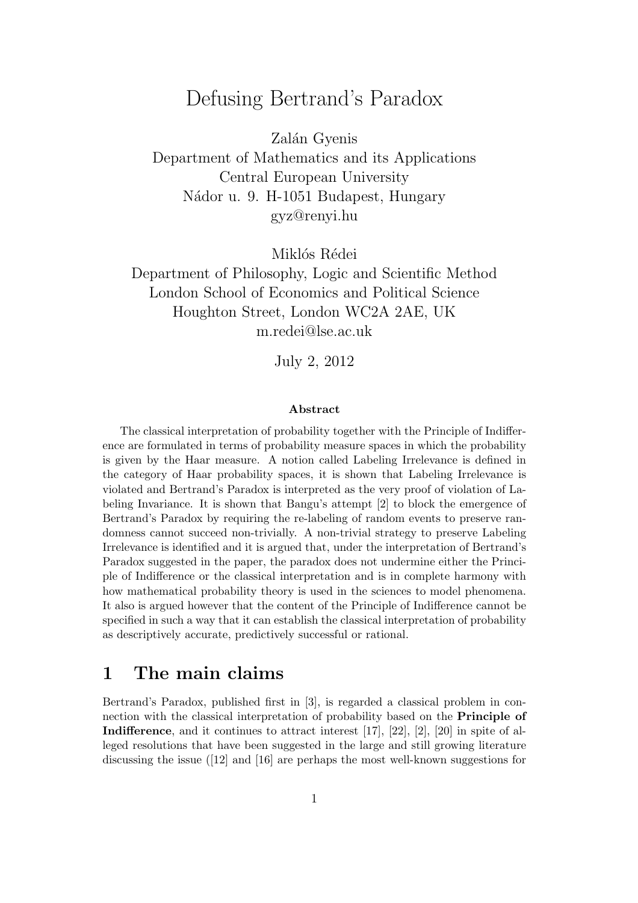# Defusing Bertrand's Paradox

Zalán Gyenis
Department of Mathematics and its Applications
Central European University
Nádor u. 9. H-1051 Budapest, Hungary
gyz@renyi.hu

Miklós Rédei
Department of Philosophy, Logic and Scientific Method
London School of Economics and Political Science
Houghton Street, London WC2A 2AE, UK
m.redei@lse.ac.uk

July 2, 2012

### Abstract

The classical interpretation of probability together with the Principle of Indifference are formulated in terms of probability measure spaces in which the probability is given by the Haar measure. A notion called Labeling Irrelevance is defined in the category of Haar probability spaces, it is shown that Labeling Irrelevance is violated and Bertrand's Paradox is interpreted as the very proof of violation of Labeling Invariance. It is shown that Bangu's attempt [2] to block the emergence of Bertrand's Paradox by requiring the re-labeling of random events to preserve randomness cannot succeed non-trivially. A non-trivial strategy to preserve Labeling Irrelevance is identified and it is argued that, under the interpretation of Bertrand's Paradox suggested in the paper, the paradox does not undermine either the Principle of Indifference or the classical interpretation and is in complete harmony with how mathematical probability theory is used in the sciences to model phenomena. It also is argued however that the content of the Principle of Indifference cannot be specified in such a way that it can establish the classical interpretation of probability as descriptively accurate, predictively successful or rational.

## 1 The main claims

Bertrand's Paradox, published first in [3], is regarded a classical problem in connection with the classical interpretation of probability based on the **Principle of Indifference**, and it continues to attract interest [17], [22], [2], [20] in spite of alleged resolutions that have been suggested in the large and still growing literature discussing the issue ([12] and [16] are perhaps the most well-known suggestions for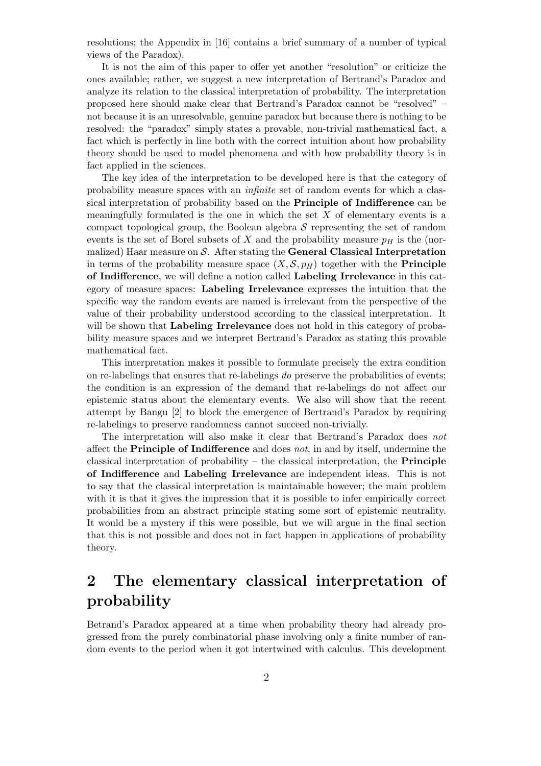resolutions; the Appendix in [16] contains a brief summary of a number of typical views of the Paradox).

It is not the aim of this paper to offer yet another "resolution" or criticize the ones available; rather, we suggest a new interpretation of Bertrand's Paradox and analyze its relation to the classical interpretation of probability. The interpretation proposed here should make clear that Bertrand's Paradox cannot be "resolved" – not because it is an unresolvable, genuine paradox but because there is nothing to be resolved: the "paradox" simply states a provable, non-trivial mathematical fact, a fact which is perfectly in line both with the correct intuition about how probability theory should be used to model phenomena and with how probability theory is in fact applied in the sciences.

The key idea of the interpretation to be developed here is that the category of probability measure spaces with an *infinite* set of random events for which a classical interpretation of probability based on the **Principle of Indifference** can be meaningfully formulated is the one in which the set $X$ of elementary events is a compact topological group, the Boolean algebra $\mathcal{S}$ representing the set of random events is the set of Borel subsets of $X$ and the probability measure $p_H$ is the (normalized) Haar measure on $\mathcal{S}$. After stating the **General Classical Interpretation** in terms of the probability measure space $(X, \mathcal{S}, p_H)$ together with the **Principle of Indifference**, we will define a notion called **Labeling Irrelevance** in this category of measure spaces: **Labeling Irrelevance** expresses the intuition that the specific way the random events are named is irrelevant from the perspective of the value of their probability understood according to the classical interpretation. It will be shown that **Labeling Irrelevance** does not hold in this category of probability measure spaces and we interpret Bertrand's Paradox as stating this provable mathematical fact.

This interpretation makes it possible to formulate precisely the extra condition on re-labelings that ensures that re-labelings *do* preserve the probabilities of events; the condition is an expression of the demand that re-labelings do not affect our epistemic status about the elementary events. We also will show that the recent attempt by Bangu [2] to block the emergence of Bertrand's Paradox by requiring re-labelings to preserve randomness cannot succeed non-trivially.

The interpretation will also make it clear that Bertrand's Paradox does *not* affect the **Principle of Indifference** and does *not*, in and by itself, undermine the classical interpretation of probability – the classical interpretation, the **Principle of Indifference** and **Labeling Irrelevance** are independent ideas. This is not to say that the classical interpretation is maintainable however; the main problem with it is that it gives the impression that it is possible to infer empirically correct probabilities from an abstract principle stating some sort of epistemic neutrality. It would be a mystery if this were possible, but we will argue in the final section that this is not possible and does not in fact happen in applications of probability theory.

# 2 The elementary classical interpretation of probability

Betrand's Paradox appeared at a time when probability theory had already progressed from the purely combinatorial phase involving only a finite number of random events to the period when it got intertwined with calculus. This development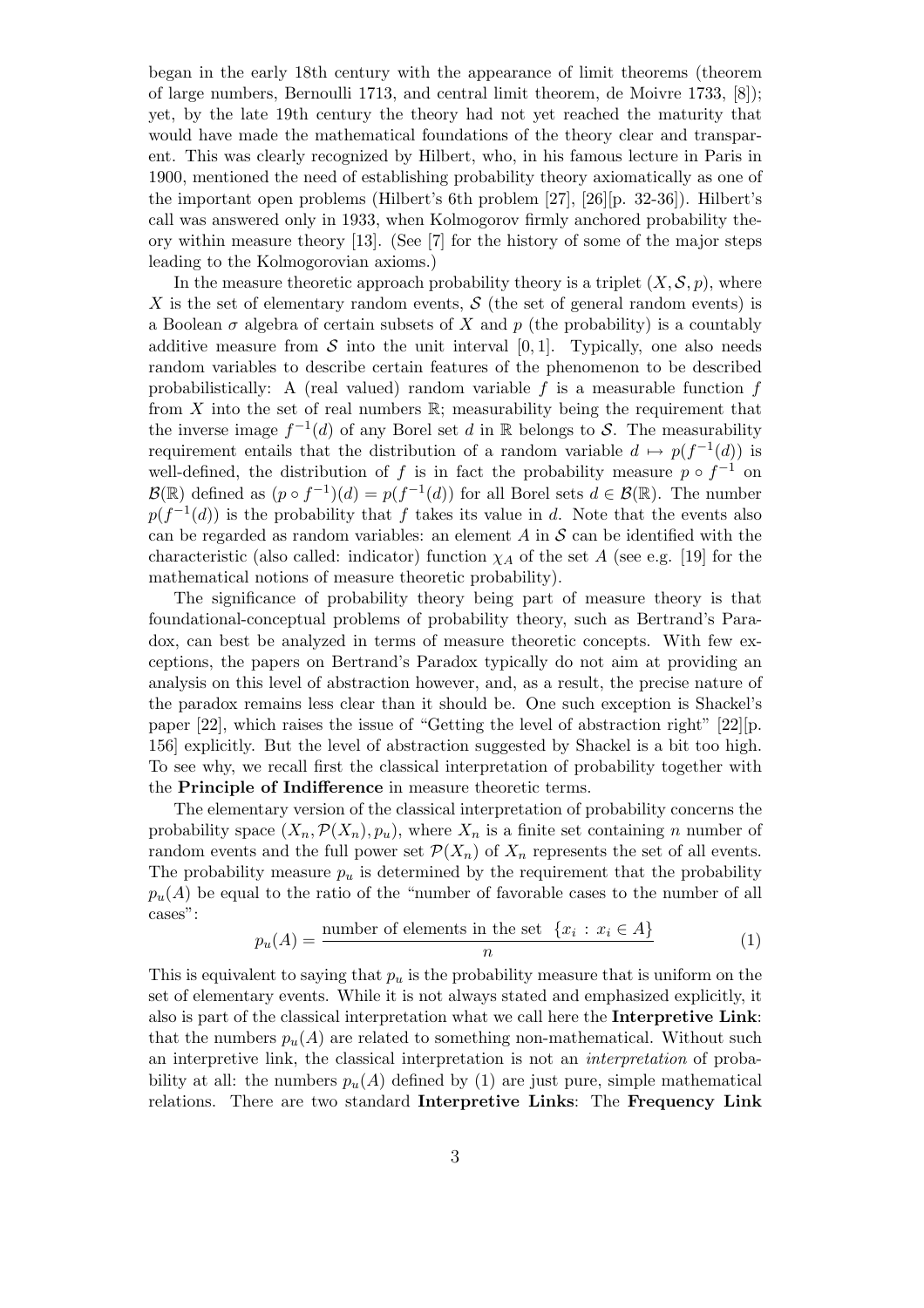began in the early 18th century with the appearance of limit theorems (theorem of large numbers, Bernoulli 1713, and central limit theorem, de Moivre 1733, [8]); yet, by the late 19th century the theory had not yet reached the maturity that would have made the mathematical foundations of the theory clear and transparent. This was clearly recognized by Hilbert, who, in his famous lecture in Paris in 1900, mentioned the need of establishing probability theory axiomatically as one of the important open problems (Hilbert's 6th problem [27], [26][p. 32-36]). Hilbert's call was answered only in 1933, when Kolmogorov firmly anchored probability theory within measure theory [13]. (See [7] for the history of some of the major steps leading to the Kolmogorovian axioms.)

In the measure theoretic approach probability theory is a triplet $(X, \mathcal{S}, p)$, where $X$ is the set of elementary random events, $\mathcal{S}$ (the set of general random events) is a Boolean $\sigma$ algebra of certain subsets of $X$ and $p$ (the probability) is a countably additive measure from $\mathcal{S}$ into the unit interval $[0, 1]$. Typically, one also needs random variables to describe certain features of the phenomenon to be described probabilistically: A (real valued) random variable $f$ is a measurable function $f$ from $X$ into the set of real numbers $\mathbb{R}$; measurability being the requirement that the inverse image $f^{-1}(d)$ of any Borel set $d$ in $\mathbb{R}$ belongs to $\mathcal{S}$. The measurability requirement entails that the distribution of a random variable $d \mapsto p(f^{-1}(d))$ is well-defined, the distribution of $f$ is in fact the probability measure $p \circ f^{-1}$ on $\mathcal{B}(\mathbb{R})$ defined as $(p \circ f^{-1})(d) = p(f^{-1}(d))$ for all Borel sets $d \in \mathcal{B}(\mathbb{R})$. The number $p(f^{-1}(d))$ is the probability that $f$ takes its value in $d$. Note that the events also can be regarded as random variables: an element $A$ in $\mathcal{S}$ can be identified with the characteristic (also called: indicator) function $\chi_A$ of the set $A$ (see e.g. [19] for the mathematical notions of measure theoretic probability).

The significance of probability theory being part of measure theory is that foundational-conceptual problems of probability theory, such as Bertrand's Paradox, can best be analyzed in terms of measure theoretic concepts. With few exceptions, the papers on Bertrand's Paradox typically do not aim at providing an analysis on this level of abstraction however, and, as a result, the precise nature of the paradox remains less clear than it should be. One such exception is Shackel's paper [22], which raises the issue of "Getting the level of abstraction right" [22][p. 156] explicitly. But the level of abstraction suggested by Shackel is a bit too high. To see why, we recall first the classical interpretation of probability together with the **Principle of Indifference** in measure theoretic terms.

The elementary version of the classical interpretation of probability concerns the probability space $(X_n, \mathcal{P}(X_n), p_u)$, where $X_n$ is a finite set containing $n$ number of random events and the full power set $\mathcal{P}(X_n)$ of $X_n$ represents the set of all events. The probability measure $p_u$ is determined by the requirement that the probability $p_u(A)$ be equal to the ratio of the "number of favorable cases to the number of all cases":

$$p_u(A) = \frac{\text{number of elements in the set } \ \{x_i \, : \, x_i \in A\}}{n} \tag{1}$$

This is equivalent to saying that $p_u$ is the probability measure that is uniform on the set of elementary events. While it is not always stated and emphasized explicitly, it also is part of the classical interpretation what we call here the **Interpretive Link**: that the numbers $p_u(A)$ are related to something non-mathematical. Without such an interpretive link, the classical interpretation is not an *interpretation* of probability at all: the numbers $p_u(A)$ defined by (1) are just pure, simple mathematical relations. There are two standard **Interpretive Links**: The **Frequency Link**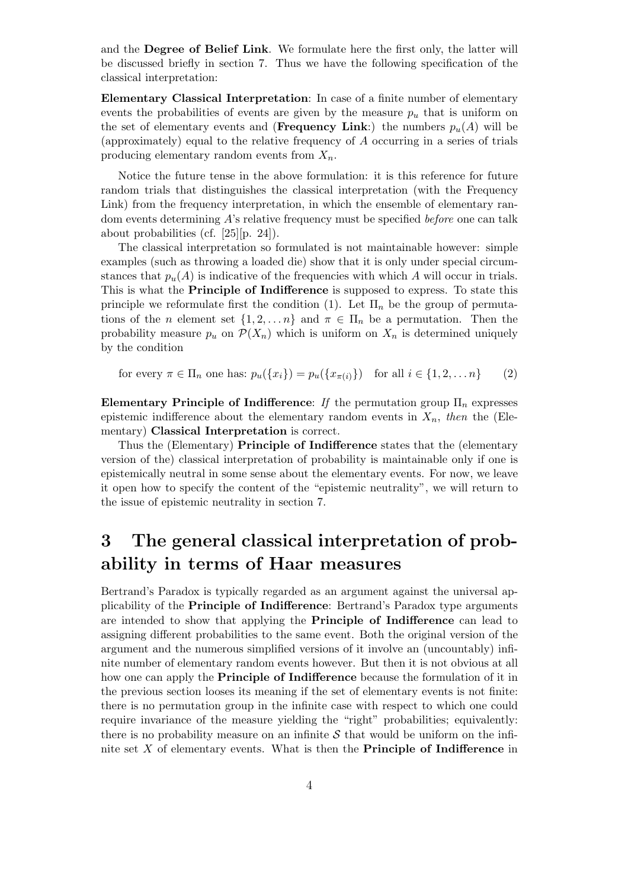and the **Degree of Belief Link**. We formulate here the first only, the latter will be discussed briefly in section 7. Thus we have the following specification of the classical interpretation:

**Elementary Classical Interpretation**: In case of a finite number of elementary events the probabilities of events are given by the measure $p_u$ that is uniform on the set of elementary events and (**Frequency Link**:) the numbers $p_u(A)$ will be (approximately) equal to the relative frequency of $A$ occurring in a series of trials producing elementary random events from $X_n$.

Notice the future tense in the above formulation: it is this reference for future random trials that distinguishes the classical interpretation (with the Frequency Link) from the frequency interpretation, in which the ensemble of elementary random events determining $A$'s relative frequency must be specified *before* one can talk about probabilities (cf. [25][p. 24]).

The classical interpretation so formulated is not maintainable however: simple examples (such as throwing a loaded die) show that it is only under special circumstances that $p_u(A)$ is indicative of the frequencies with which $A$ will occur in trials. This is what the **Principle of Indifference** is supposed to express. To state this principle we reformulate first the condition (1). Let $\Pi_n$ be the group of permutations of the $n$ element set $\{1, 2, \dots n\}$ and $\pi \in \Pi_n$ be a permutation. Then the probability measure $p_u$ on $\mathcal{P}(X_n)$ which is uniform on $X_n$ is determined uniquely by the condition

$$\text{for every } \pi \in \Pi_n \text{ one has: } p_u(\{x_i\}) = p_u(\{x_{\pi(i)}\}) \quad \text{for all } i \in \{1, 2, \dots n\} \tag{2}$$

**Elementary Principle of Indifference**: *If* the permutation group $\Pi_n$ expresses epistemic indifference about the elementary random events in $X_n$, *then* the (Elementary) **Classical Interpretation** is correct.

Thus the (Elementary) **Principle of Indifference** states that the (elementary version of the) classical interpretation of probability is maintainable only if one is epistemically neutral in some sense about the elementary events. For now, we leave it open how to specify the content of the "epistemic neutrality", we will return to the issue of epistemic neutrality in section 7.

# 3 The general classical interpretation of probability in terms of Haar measures

Bertrand's Paradox is typically regarded as an argument against the universal applicability of the **Principle of Indifference**: Bertrand's Paradox type arguments are intended to show that applying the **Principle of Indifference** can lead to assigning different probabilities to the same event. Both the original version of the argument and the numerous simplified versions of it involve an (uncountably) infinite number of elementary random events however. But then it is not obvious at all how one can apply the **Principle of Indifference** because the formulation of it in the previous section looses its meaning if the set of elementary events is not finite: there is no permutation group in the infinite case with respect to which one could require invariance of the measure yielding the "right" probabilities; equivalently: there is no probability measure on an infinite $\mathcal{S}$ that would be uniform on the infinite set $X$ of elementary events. What is then the **Principle of Indifference** in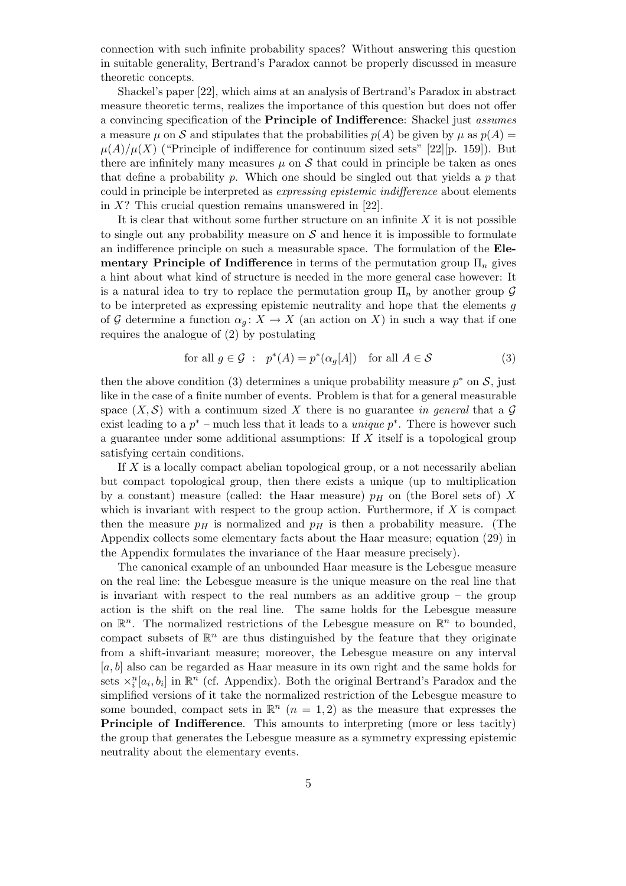connection with such infinite probability spaces? Without answering this question in suitable generality, Bertrand's Paradox cannot be properly discussed in measure theoretic concepts.

Shackel's paper [22], which aims at an analysis of Bertrand's Paradox in abstract measure theoretic terms, realizes the importance of this question but does not offer a convincing specification of the **Principle of Indifference**: Shackel just *assumes* a measure $\mu$ on $\mathcal{S}$ and stipulates that the probabilities $p(A)$ be given by $\mu$ as $p(A) = \mu(A)/\mu(X)$ ("Principle of indifference for continuum sized sets" [22][p. 159]). But there are infinitely many measures $\mu$ on $\mathcal{S}$ that could in principle be taken as ones that define a probability $p$. Which one should be singled out that yields a $p$ that could in principle be interpreted as *expressing epistemic indifference* about elements in $X$? This crucial question remains unanswered in [22].

It is clear that without some further structure on an infinite $X$ it is not possible to single out any probability measure on $\mathcal{S}$ and hence it is impossible to formulate an indifference principle on such a measurable space. The formulation of the **Elementary Principle of Indifference** in terms of the permutation group $\Pi_n$ gives a hint about what kind of structure is needed in the more general case however: It is a natural idea to try to replace the permutation group $\Pi_n$ by another group $\mathcal{G}$ to be interpreted as expressing epistemic neutrality and hope that the elements $g$ of $\mathcal{G}$ determine a function $\alpha_g \colon X \to X$ (an action on $X$) in such a way that if one requires the analogue of (2) by postulating

$$\text{for all } g \in \mathcal{G} \ : \ \ p^*(A) = p^*(\alpha_g[A]) \quad \text{for all } A \in \mathcal{S} \tag{3}$$

then the above condition (3) determines a unique probability measure $p^*$ on $\mathcal{S}$, just like in the case of a finite number of events. Problem is that for a general measurable space $(X, \mathcal{S})$ with a continuum sized $X$ there is no guarantee *in general* that a $\mathcal{G}$ exist leading to a $p^*$ – much less that it leads to a *unique* $p^*$. There is however such a guarantee under some additional assumptions: If $X$ itself is a topological group satisfying certain conditions.

If $X$ is a locally compact abelian topological group, or a not necessarily abelian but compact topological group, then there exists a unique (up to multiplication by a constant) measure (called: the Haar measure) $p_H$ on (the Borel sets of) $X$ which is invariant with respect to the group action. Furthermore, if $X$ is compact then the measure $p_H$ is normalized and $p_H$ is then a probability measure. (The Appendix collects some elementary facts about the Haar measure; equation (29) in the Appendix formulates the invariance of the Haar measure precisely).

The canonical example of an unbounded Haar measure is the Lebesgue measure on the real line: the Lebesgue measure is the unique measure on the real line that is invariant with respect to the real numbers as an additive group – the group action is the shift on the real line. The same holds for the Lebesgue measure on $\mathbb{R}^n$. The normalized restrictions of the Lebesgue measure on $\mathbb{R}^n$ to bounded, compact subsets of $\mathbb{R}^n$ are thus distinguished by the feature that they originate from a shift-invariant measure; moreover, the Lebesgue measure on any interval $[a, b]$ also can be regarded as Haar measure in its own right and the same holds for sets $\times_i^n [a_i, b_i]$ in $\mathbb{R}^n$ (cf. Appendix). Both the original Bertrand's Paradox and the simplified versions of it take the normalized restriction of the Lebesgue measure to some bounded, compact sets in $\mathbb{R}^n$ $(n = 1, 2)$ as the measure that expresses the **Principle of Indifference**. This amounts to interpreting (more or less tacitly) the group that generates the Lebesgue measure as a symmetry expressing epistemic neutrality about the elementary events.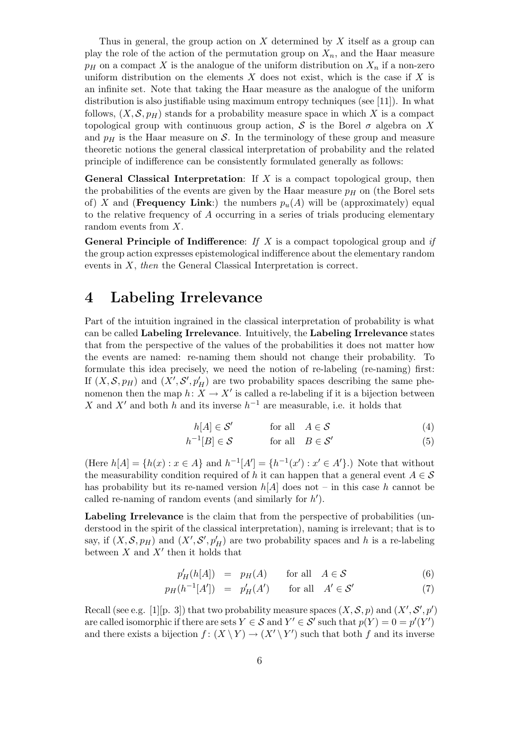Thus in general, the group action on $X$ determined by $X$ itself as a group can play the role of the action of the permutation group on $X_n$, and the Haar measure $p_H$ on a compact $X$ is the analogue of the uniform distribution on $X_n$ if a non-zero uniform distribution on the elements $X$ does not exist, which is the case if $X$ is an infinite set. Note that taking the Haar measure as the analogue of the uniform distribution is also justifiable using maximum entropy techniques (see [11]). In what follows, $(X, \mathcal{S}, p_H)$ stands for a probability measure space in which $X$ is a compact topological group with continuous group action, $\mathcal{S}$ is the Borel $\sigma$ algebra on $X$ and $p_H$ is the Haar measure on $\mathcal{S}$. In the terminology of these group and measure theoretic notions the general classical interpretation of probability and the related principle of indifference can be consistently formulated generally as follows:

**General Classical Interpretation**: If $X$ is a compact topological group, then the probabilities of the events are given by the Haar measure $p_H$ on (the Borel sets of) $X$ and (**Frequency Link**:) the numbers $p_u(A)$ will be (approximately) equal to the relative frequency of $A$ occurring in a series of trials producing elementary random events from $X$.

**General Principle of Indifference**: *If* $X$ is a compact topological group and *if* the group action expresses epistemological indifference about the elementary random events in $X$, *then* the General Classical Interpretation is correct.

# 4 Labeling Irrelevance

Part of the intuition ingrained in the classical interpretation of probability is what can be called **Labeling Irrelevance**. Intuitively, the **Labeling Irrelevance** states that from the perspective of the values of the probabilities it does not matter how the events are named: re-naming them should not change their probability. To formulate this idea precisely, we need the notion of re-labeling (re-naming) first: If $(X, \mathcal{S}, p_H)$ and $(X', \mathcal{S}', p'_H)$ are two probability spaces describing the same phenomenon then the map $h: X \to X'$ is called a re-labeling if it is a bijection between $X$ and $X'$ and both $h$ and its inverse $h^{-1}$ are measurable, i.e. it holds that

$$h[A] \in \mathcal{S}' \qquad \text{for all} \quad A \in \mathcal{S} \tag{4}$$

$$h^{-1}[B] \in \mathcal{S} \qquad \text{for all} \quad B \in \mathcal{S}' \tag{5}$$

(Here $h[A] = \{h(x) : x \in A\}$ and $h^{-1}[A'] = \{h^{-1}(x') : x' \in A'\}$.) Note that without the measurability condition required of $h$ it can happen that a general event $A \in \mathcal{S}$ has probability but its re-named version $h[A]$ does not – in this case $h$ cannot be called re-naming of random events (and similarly for $h'$).

**Labeling Irrelevance** is the claim that from the perspective of probabilities (understood in the spirit of the classical interpretation), naming is irrelevant; that is to say, if $(X, \mathcal{S}, p_H)$ and $(X', \mathcal{S}', p'_H)$ are two probability spaces and $h$ is a re-labeling between $X$ and $X'$ then it holds that

$$p'_H(h[A]) = p_H(A) \qquad \text{for all} \quad A \in \mathcal{S} \tag{6}$$

$$p_H(h^{-1}[A']) = p'_H(A') \qquad \text{for all} \quad A' \in \mathcal{S}' \tag{7}$$

Recall (see e.g. [1][p. 3]) that two probability measure spaces $(X, \mathcal{S}, p)$ and $(X', \mathcal{S}', p')$ are called isomorphic if there are sets $Y \in \mathcal{S}$ and $Y' \in \mathcal{S}'$ such that $p(Y) = 0 = p'(Y')$ and there exists a bijection $f : (X \setminus Y) \to (X' \setminus Y')$ such that both $f$ and its inverse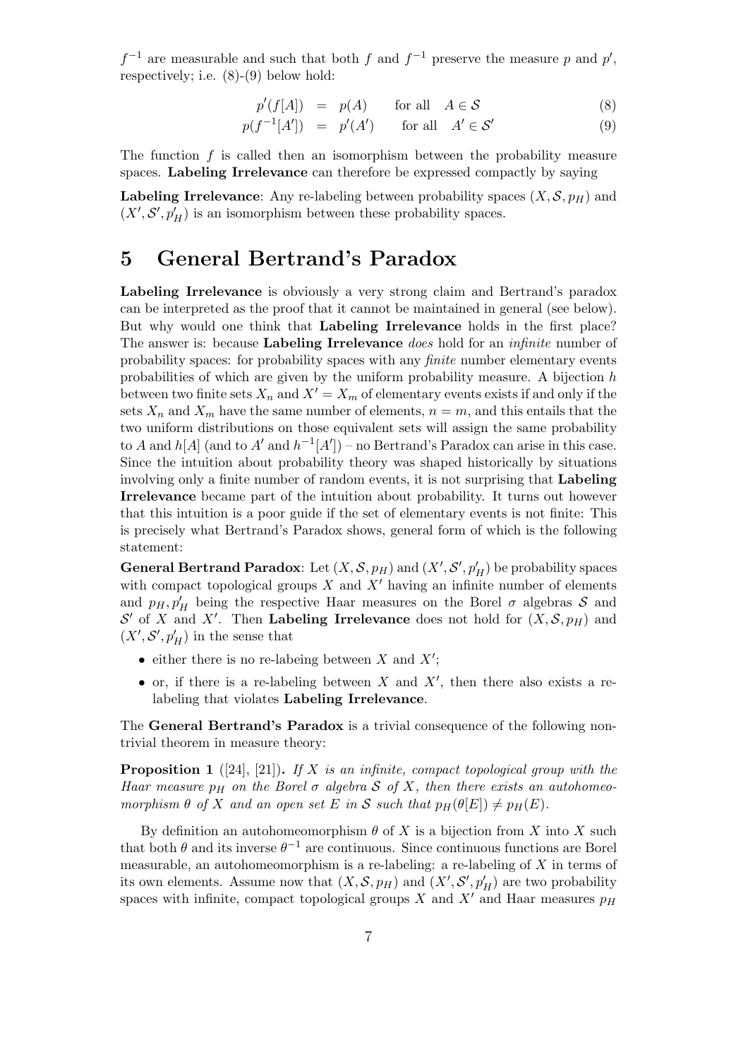$f^{-1}$ are measurable and such that both $f$ and $f^{-1}$ preserve the measure $p$ and $p'$, respectively; i.e. (8)-(9) below hold:

$$p'(f[A]) = p(A) \qquad \text{for all} \quad A \in \mathcal{S} \tag{8}$$

$$p(f^{-1}[A']) = p'(A') \qquad \text{for all} \quad A' \in \mathcal{S}' \tag{9}$$

The function $f$ is called then an isomorphism between the probability measure spaces. **Labeling Irrelevance** can therefore be expressed compactly by saying

**Labeling Irrelevance**: Any re-labeling between probability spaces $(X, \mathcal{S}, p_H)$ and $(X', \mathcal{S}', p'_H)$ is an isomorphism between these probability spaces.

# 5 General Bertrand's Paradox

**Labeling Irrelevance** is obviously a very strong claim and Bertrand's paradox can be interpreted as the proof that it cannot be maintained in general (see below). But why would one think that **Labeling Irrelevance** holds in the first place? The answer is: because **Labeling Irrelevance** *does* hold for an *infinite* number of probability spaces: for probability spaces with any *finite* number elementary events probabilities of which are given by the uniform probability measure. A bijection $h$ between two finite sets $X_n$ and $X' = X_m$ of elementary events exists if and only if the sets $X_n$ and $X_m$ have the same number of elements, $n = m$, and this entails that the two uniform distributions on those equivalent sets will assign the same probability to $A$ and $h[A]$ (and to $A'$ and $h^{-1}[A']$) – no Bertrand's Paradox can arise in this case. Since the intuition about probability theory was shaped historically by situations involving only a finite number of random events, it is not surprising that **Labeling Irrelevance** became part of the intuition about probability. It turns out however that this intuition is a poor guide if the set of elementary events is not finite: This is precisely what Bertrand's Paradox shows, general form of which is the following statement:

**General Bertrand Paradox**: Let $(X, \mathcal{S}, p_H)$ and $(X', \mathcal{S}', p'_H)$ be probability spaces with compact topological groups $X$ and $X'$ having an infinite number of elements and $p_H, p'_H$ being the respective Haar measures on the Borel $\sigma$ algebras $\mathcal{S}$ and $\mathcal{S}'$ of $X$ and $X'$. Then **Labeling Irrelevance** does not hold for $(X, \mathcal{S}, p_H)$ and $(X', \mathcal{S}', p'_H)$ in the sense that

- either there is no re-labeing between $X$ and $X'$;
- or, if there is a re-labeling between $X$ and $X'$, then there also exists a re-labeling that violates **Labeling Irrelevance**.

The **General Bertrand's Paradox** is a trivial consequence of the following non-trivial theorem in measure theory:

**Proposition 1** ([24], [21]). *If $X$ is an infinite, compact topological group with the Haar measure $p_H$ on the Borel $\sigma$ algebra $\mathcal{S}$ of $X$, then there exists an autohomeomorphism $\theta$ of $X$ and an open set $E$ in $\mathcal{S}$ such that $p_H(\theta[E]) \neq p_H(E)$.*

By definition an autohomeomorphism $\theta$ of $X$ is a bijection from $X$ into $X$ such that both $\theta$ and its inverse $\theta^{-1}$ are continuous. Since continuous functions are Borel measurable, an autohomeomorphism is a re-labeling: a re-labeling of $X$ in terms of its own elements. Assume now that $(X, \mathcal{S}, p_H)$ and $(X', \mathcal{S}', p'_H)$ are two probability spaces with infinite, compact topological groups $X$ and $X'$ and Haar measures $p_H$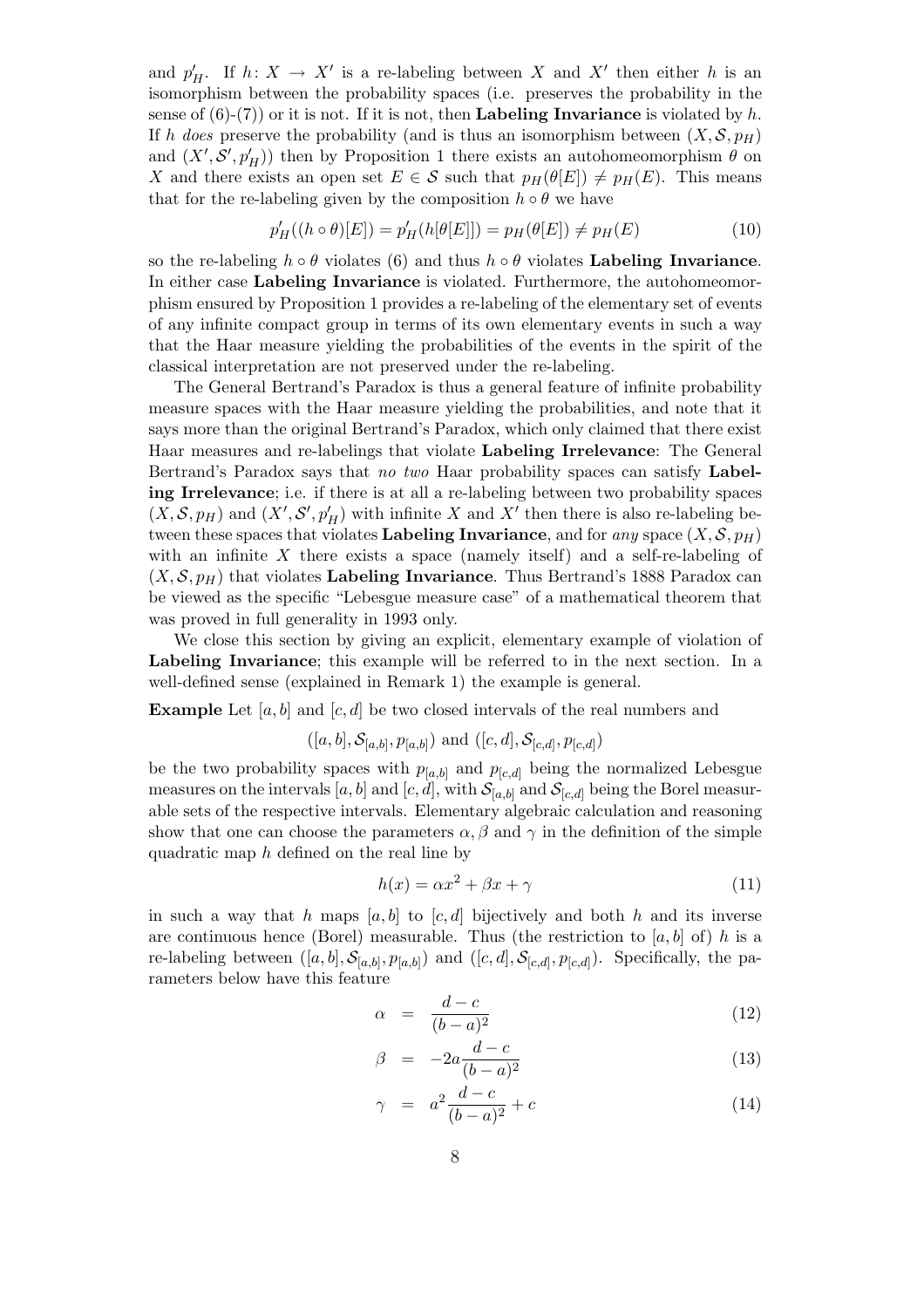and $p'_H$. If $h: X \to X'$ is a re-labeling between $X$ and $X'$ then either $h$ is an isomorphism between the probability spaces (i.e. preserves the probability in the sense of (6)-(7)) or it is not. If it is not, then **Labeling Invariance** is violated by $h$. If $h$ *does* preserve the probability (and is thus an isomorphism between $(X, \mathcal{S}, p_H)$ and $(X', \mathcal{S}', p'_H)$) then by Proposition 1 there exists an autohomeomorphism $\theta$ on $X$ and there exists an open set $E \in \mathcal{S}$ such that $p_H(\theta[E]) \neq p_H(E)$. This means that for the re-labeling given by the composition $h \circ \theta$ we have

$$p'_H((h \circ \theta)[E]) = p'_H(h[\theta[E]]) = p_H(\theta[E]) \neq p_H(E) \tag{10}$$

so the re-labeling $h \circ \theta$ violates (6) and thus $h \circ \theta$ violates **Labeling Invariance**. In either case **Labeling Invariance** is violated. Furthermore, the autohomeomorphism ensured by Proposition 1 provides a re-labeling of the elementary set of events of any infinite compact group in terms of its own elementary events in such a way that the Haar measure yielding the probabilities of the events in the spirit of the classical interpretation are not preserved under the re-labeling.

The General Bertrand's Paradox is thus a general feature of infinite probability measure spaces with the Haar measure yielding the probabilities, and note that it says more than the original Bertrand's Paradox, which only claimed that there exist Haar measures and re-labelings that violate **Labeling Irrelevance**: The General Bertrand's Paradox says that *no two* Haar probability spaces can satisfy **Labeling Irrelevance**; i.e. if there is at all a re-labeling between two probability spaces $(X, \mathcal{S}, p_H)$ and $(X', \mathcal{S}', p'_H)$ with infinite $X$ and $X'$ then there is also re-labeling between these spaces that violates **Labeling Invariance**, and for *any* space $(X, \mathcal{S}, p_H)$ with an infinite $X$ there exists a space (namely itself) and a self-re-labeling of $(X, \mathcal{S}, p_H)$ that violates **Labeling Invariance**. Thus Bertrand's 1888 Paradox can be viewed as the specific "Lebesgue measure case" of a mathematical theorem that was proved in full generality in 1993 only.

We close this section by giving an explicit, elementary example of violation of **Labeling Invariance**; this example will be referred to in the next section. In a well-defined sense (explained in Remark 1) the example is general.

**Example** Let $[a, b]$ and $[c, d]$ be two closed intervals of the real numbers and

$$([a, b], \mathcal{S}_{[a,b]}, p_{[a,b]}) \text{ and } ([c, d], \mathcal{S}_{[c,d]}, p_{[c,d]})$$

be the two probability spaces with $p_{[a,b]}$ and $p_{[c,d]}$ being the normalized Lebesgue measures on the intervals $[a, b]$ and $[c, d]$, with $\mathcal{S}_{[a,b]}$ and $\mathcal{S}_{[c,d]}$ being the Borel measurable sets of the respective intervals. Elementary algebraic calculation and reasoning show that one can choose the parameters $\alpha, \beta$ and $\gamma$ in the definition of the simple quadratic map $h$ defined on the real line by

$$h(x) = \alpha x^2 + \beta x + \gamma \tag{11}$$

in such a way that $h$ maps $[a, b]$ to $[c, d]$ bijectively and both $h$ and its inverse are continuous hence (Borel) measurable. Thus (the restriction to $[a, b]$ of) $h$ is a re-labeling between $([a, b], \mathcal{S}_{[a,b]}, p_{[a,b]})$ and $([c, d], \mathcal{S}_{[c,d]}, p_{[c,d]})$. Specifically, the parameters below have this feature

$$\alpha = \frac{d-c}{(b-a)^2} \tag{12}$$

$$\beta = -2a\frac{d-c}{(b-a)^2} \tag{13}$$

$$\gamma = a^2\frac{d-c}{(b-a)^2} + c \tag{14}$$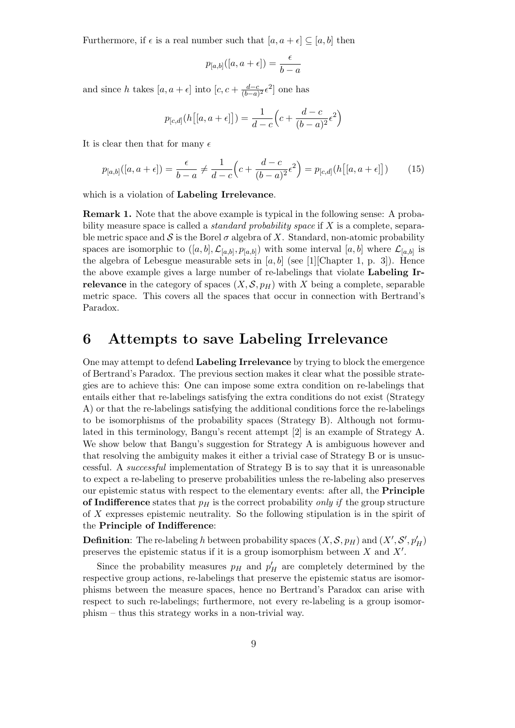Furthermore, if $\epsilon$ is a real number such that $[a, a+\epsilon] \subseteq [a,b]$ then

$$p_{[a,b]}([a, a+\epsilon]) = \frac{\epsilon}{b-a}$$

and since $h$ takes $[a, a+\epsilon]$ into $[c, c + \frac{d-c}{(b-a)^2}\epsilon^2]$ one has

$$p_{[c,d]}(h\big[[a, a+\epsilon]\big]) = \frac{1}{d-c}\Big(c + \frac{d-c}{(b-a)^2}\epsilon^2\Big)$$

It is clear then that for many $\epsilon$

$$p_{[a,b]}([a, a+\epsilon]) = \frac{\epsilon}{b-a} \neq \frac{1}{d-c}\Big(c + \frac{d-c}{(b-a)^2}\epsilon^2\Big) = p_{[c,d]}(h\big[[a, a+\epsilon]\big]) \qquad (15)$$

which is a violation of **Labeling Irrelevance**.

**Remark 1.** Note that the above example is typical in the following sense: A probability measure space is called a *standard probability space* if $X$ is a complete, separable metric space and $\mathcal{S}$ is the Borel $\sigma$ algebra of $X$. Standard, non-atomic probability spaces are isomorphic to $([a,b], \mathcal{L}_{[a,b]}, p_{[a,b]})$ with some interval $[a,b]$ where $\mathcal{L}_{[a,b]}$ is the algebra of Lebesgue measurable sets in $[a,b]$ (see [1][Chapter 1, p. 3]). Hence the above example gives a large number of re-labelings that violate **Labeling Irrelevance** in the category of spaces $(X, \mathcal{S}, p_H)$ with $X$ being a complete, separable metric space. This covers all the spaces that occur in connection with Bertrand's Paradox.

# 6 Attempts to save Labeling Irrelevance

One may attempt to defend **Labeling Irrelevance** by trying to block the emergence of Bertrand's Paradox. The previous section makes it clear what the possible strategies are to achieve this: One can impose some extra condition on re-labelings that entails either that re-labelings satisfying the extra conditions do not exist (Strategy A) or that the re-labelings satisfying the additional conditions force the re-labelings to be isomorphisms of the probability spaces (Strategy B). Although not formulated in this terminology, Bangu's recent attempt [2] is an example of Strategy A. We show below that Bangu's suggestion for Strategy A is ambiguous however and that resolving the ambiguity makes it either a trivial case of Strategy B or is unsuccessful. A *successful* implementation of Strategy B is to say that it is unreasonable to expect a re-labeling to preserve probabilities unless the re-labeling also preserves our epistemic status with respect to the elementary events: after all, the **Principle of Indifference** states that $p_H$ is the correct probability *only if* the group structure of $X$ expresses epistemic neutrality. So the following stipulation is in the spirit of the **Principle of Indifference**:

**Definition**: The re-labeling $h$ between probability spaces $(X, \mathcal{S}, p_H)$ and $(X', \mathcal{S}', p'_H)$ preserves the epistemic status if it is a group isomorphism between $X$ and $X'$.

Since the probability measures $p_H$ and $p'_H$ are completely determined by the respective group actions, re-labelings that preserve the epistemic status are isomorphisms between the measure spaces, hence no Bertrand's Paradox can arise with respect to such re-labelings; furthermore, not every re-labeling is a group isomorphism – thus this strategy works in a non-trivial way.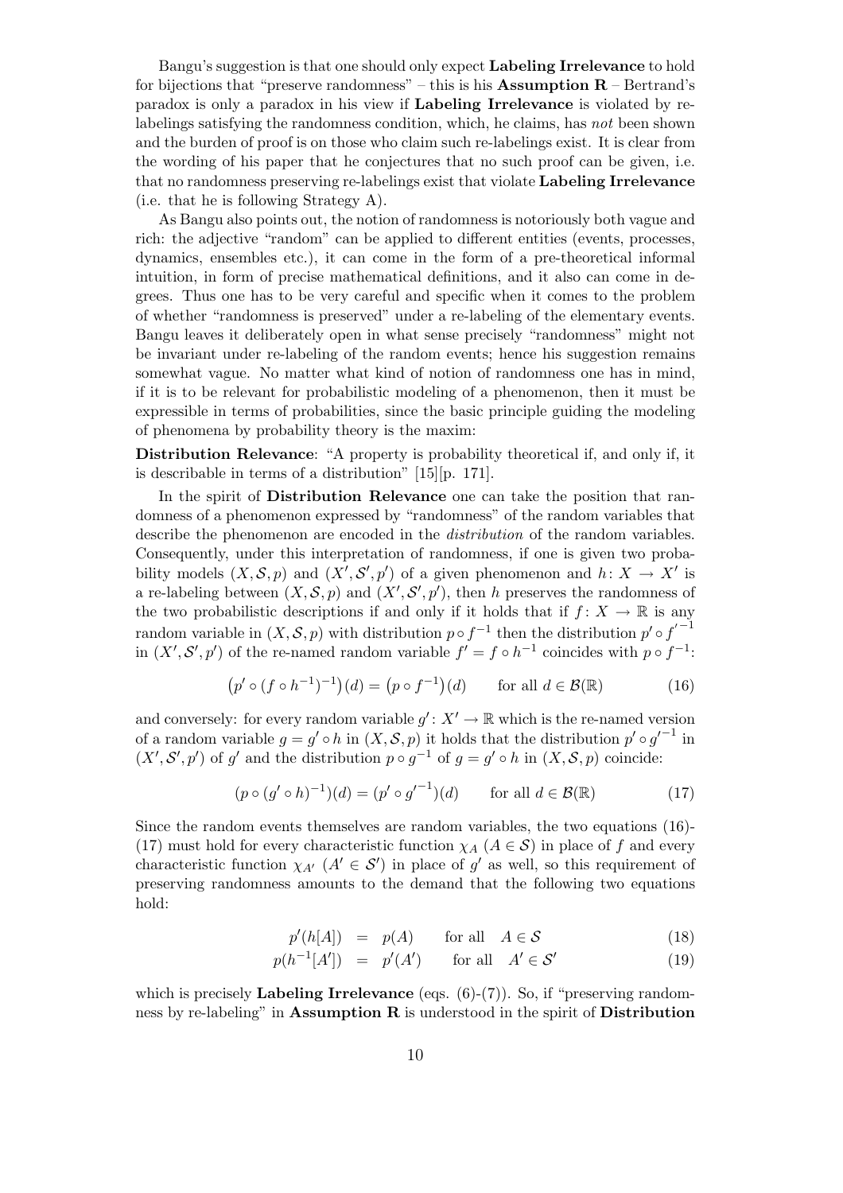Bangu's suggestion is that one should only expect **Labeling Irrelevance** to hold for bijections that "preserve randomness" – this is his **Assumption R** – Bertrand's paradox is only a paradox in his view if **Labeling Irrelevance** is violated by re-labelings satisfying the randomness condition, which, he claims, has *not* been shown and the burden of proof is on those who claim such re-labelings exist. It is clear from the wording of his paper that he conjectures that no such proof can be given, i.e. that no randomness preserving re-labelings exist that violate **Labeling Irrelevance** (i.e. that he is following Strategy A).

As Bangu also points out, the notion of randomness is notoriously both vague and rich: the adjective "random" can be applied to different entities (events, processes, dynamics, ensembles etc.), it can come in the form of a pre-theoretical informal intuition, in form of precise mathematical definitions, and it also can come in degrees. Thus one has to be very careful and specific when it comes to the problem of whether "randomness is preserved" under a re-labeling of the elementary events. Bangu leaves it deliberately open in what sense precisely "randomness" might not be invariant under re-labeling of the random events; hence his suggestion remains somewhat vague. No matter what kind of notion of randomness one has in mind, if it is to be relevant for probabilistic modeling of a phenomenon, then it must be expressible in terms of probabilities, since the basic principle guiding the modeling of phenomena by probability theory is the maxim:

**Distribution Relevance**: "A property is probability theoretical if, and only if, it is describable in terms of a distribution" [15][p. 171].

In the spirit of **Distribution Relevance** one can take the position that randomness of a phenomenon expressed by "randomness" of the random variables that describe the phenomenon are encoded in the *distribution* of the random variables. Consequently, under this interpretation of randomness, if one is given two probability models $(X, \mathcal{S}, p)$ and $(X', \mathcal{S}', p')$ of a given phenomenon and $h\colon X \to X'$ is a re-labeling between $(X, \mathcal{S}, p)$ and $(X', \mathcal{S}', p')$, then $h$ preserves the randomness of the two probabilistic descriptions if and only if it holds that if $f\colon X \to \mathbb{R}$ is any random variable in $(X, \mathcal{S}, p)$ with distribution $p \circ f^{-1}$ then the distribution $p' \circ {f'}^{-1}$ in $(X', \mathcal{S}', p')$ of the re-named random variable $f' = f \circ h^{-1}$ coincides with $p \circ f^{-1}$:

$$\big(p' \circ (f \circ h^{-1})^{-1}\big)(d) = \big(p \circ f^{-1}\big)(d) \qquad \text{for all } d \in \mathcal{B}(\mathbb{R}) \tag{16}$$

and conversely: for every random variable $g'\colon X' \to \mathbb{R}$ which is the re-named version of a random variable $g = g' \circ h$ in $(X, \mathcal{S}, p)$ it holds that the distribution $p' \circ {g'}^{-1}$ in $(X', \mathcal{S}', p')$ of $g'$ and the distribution $p \circ g^{-1}$ of $g = g' \circ h$ in $(X, \mathcal{S}, p)$ coincide:

$$(p \circ (g' \circ h)^{-1})(d) = (p' \circ {g'}^{-1})(d) \qquad \text{for all } d \in \mathcal{B}(\mathbb{R}) \tag{17}$$

Since the random events themselves are random variables, the two equations (16)-(17) must hold for every characteristic function $\chi_A$ ($A \in \mathcal{S}$) in place of $f$ and every characteristic function $\chi_{A'}$ ($A' \in \mathcal{S}'$) in place of $g'$ as well, so this requirement of preserving randomness amounts to the demand that the following two equations hold:

$$p'(h[A]) \;=\; p(A) \qquad \text{for all} \quad A \in \mathcal{S} \tag{18}$$

$$p(h^{-1}[A']) \;=\; p'(A') \qquad \text{for all} \quad A' \in \mathcal{S}' \tag{19}$$

which is precisely **Labeling Irrelevance** (eqs. (6)-(7)). So, if "preserving randomness by re-labeling" in **Assumption R** is understood in the spirit of **Distribution**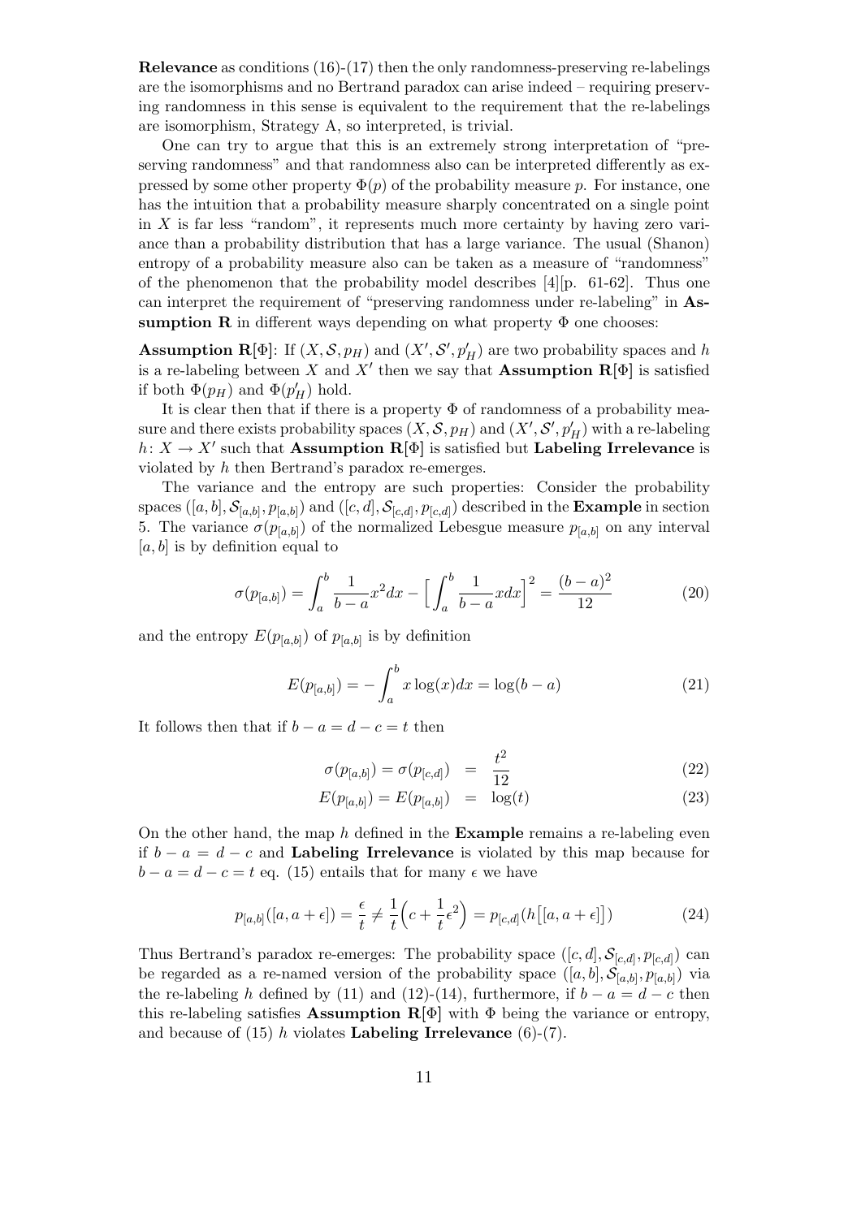**Relevance** as conditions (16)-(17) then the only randomness-preserving re-labelings are the isomorphisms and no Bertrand paradox can arise indeed – requiring preserving randomness in this sense is equivalent to the requirement that the re-labelings are isomorphism, Strategy A, so interpreted, is trivial.

One can try to argue that this is an extremely strong interpretation of "preserving randomness" and that randomness also can be interpreted differently as expressed by some other property $\Phi(p)$ of the probability measure $p$. For instance, one has the intuition that a probability measure sharply concentrated on a single point in $X$ is far less "random", it represents much more certainty by having zero variance than a probability distribution that has a large variance. The usual (Shanon) entropy of a probability measure also can be taken as a measure of "randomness" of the phenomenon that the probability model describes [4][p. 61-62]. Thus one can interpret the requirement of "preserving randomness under re-labeling" in **Assumption R** in different ways depending on what property $\Phi$ one chooses:

**Assumption R**[$\Phi$]: If $(X, \mathcal{S}, p_H)$ and $(X', \mathcal{S}', p'_H)$ are two probability spaces and $h$ is a re-labeling between $X$ and $X'$ then we say that **Assumption R**[$\Phi$] is satisfied if both $\Phi(p_H)$ and $\Phi(p'_H)$ hold.

It is clear then that if there is a property $\Phi$ of randomness of a probability measure and there exists probability spaces $(X, \mathcal{S}, p_H)$ and $(X', \mathcal{S}', p'_H)$ with a re-labeling $h\colon X \to X'$ such that **Assumption R**[$\Phi$] is satisfied but **Labeling Irrelevance** is violated by $h$ then Bertrand's paradox re-emerges.

The variance and the entropy are such properties: Consider the probability spaces $([a, b], \mathcal{S}_{[a,b]}, p_{[a,b]})$ and $([c, d], \mathcal{S}_{[c,d]}, p_{[c,d]})$ described in the **Example** in section 5. The variance $\sigma(p_{[a,b]})$ of the normalized Lebesgue measure $p_{[a,b]}$ on any interval $[a, b]$ is by definition equal to

$$\sigma(p_{[a,b]}) = \int_a^b \frac{1}{b-a} x^2 dx - \Big[\int_a^b \frac{1}{b-a} x dx\Big]^2 = \frac{(b-a)^2}{12} \tag{20}$$

and the entropy $E(p_{[a,b]})$ of $p_{[a,b]}$ is by definition

$$E(p_{[a,b]}) = -\int_a^b x \log(x) dx = \log(b-a) \tag{21}$$

It follows then that if $b - a = d - c = t$ then

$$\sigma(p_{[a,b]}) = \sigma(p_{[c,d]}) = \frac{t^2}{12} \tag{22}$$

$$E(p_{[a,b]}) = E(p_{[a,b]}) = \log(t) \tag{23}$$

On the other hand, the map $h$ defined in the **Example** remains a re-labeling even if $b - a = d - c$ and **Labeling Irrelevance** is violated by this map because for $b - a = d - c = t$ eq. (15) entails that for many $\epsilon$ we have

$$p_{[a,b]}([a, a+\epsilon]) = \frac{\epsilon}{t} \neq \frac{1}{t}\Big(c + \frac{1}{t}\epsilon^2\Big) = p_{[c,d]}(h\big[[a, a+\epsilon]\big]) \tag{24}$$

Thus Bertrand's paradox re-emerges: The probability space $([c, d], \mathcal{S}_{[c,d]}, p_{[c,d]})$ can be regarded as a re-named version of the probability space $([a, b], \mathcal{S}_{[a,b]}, p_{[a,b]})$ via the re-labeling $h$ defined by (11) and (12)-(14), furthermore, if $b - a = d - c$ then this re-labeling satisfies **Assumption R**[$\Phi$] with $\Phi$ being the variance or entropy, and because of (15) $h$ violates **Labeling Irrelevance** (6)-(7).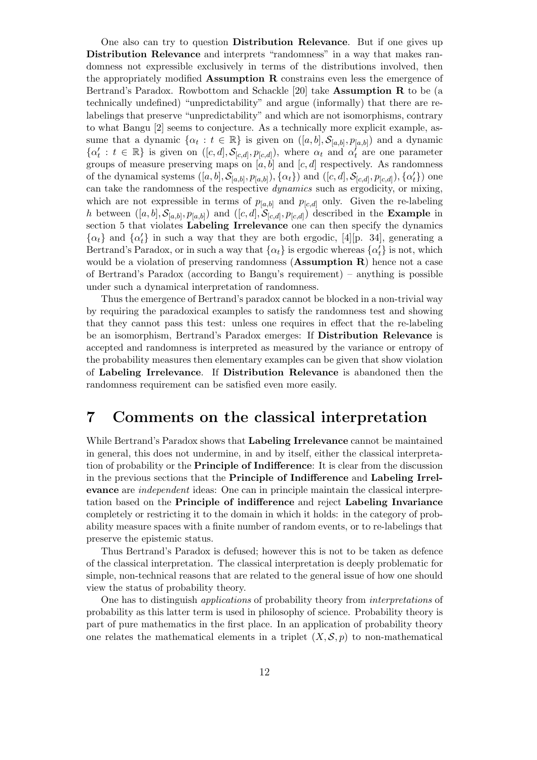One also can try to question **Distribution Relevance**. But if one gives up **Distribution Relevance** and interprets "randomness" in a way that makes randomness not expressible exclusively in terms of the distributions involved, then the appropriately modified **Assumption R** constrains even less the emergence of Bertrand's Paradox. Rowbottom and Schackle [20] take **Assumption R** to be (a technically undefined) "unpredictability" and argue (informally) that there are relabelings that preserve "unpredictability" and which are not isomorphisms, contrary to what Bangu [2] seems to conjecture. As a technically more explicit example, assume that a dynamic $\{\alpha_t : t \in \mathbb{R}\}$ is given on $([a,b], \mathcal{S}_{[a,b]}, p_{[a,b]})$ and a dynamic $\{\alpha'_t : t \in \mathbb{R}\}$ is given on $([c,d], \mathcal{S}_{[c,d]}, p_{[c,d]})$, where $\alpha_t$ and $\alpha'_t$ are one parameter groups of measure preserving maps on $[a,b]$ and $[c,d]$ respectively. As randomness of the dynamical systems $([a,b], \mathcal{S}_{[a,b]}, p_{[a,b]}), \{\alpha_t\})$ and $([c,d], \mathcal{S}_{[c,d]}, p_{[c,d]}), \{\alpha'_t\})$ one can take the randomness of the respective *dynamics* such as ergodicity, or mixing, which are not expressible in terms of $p_{[a,b]}$ and $p_{[c,d]}$ only. Given the re-labeling $h$ between $([a,b], \mathcal{S}_{[a,b]}, p_{[a,b]})$ and $([c,d], \mathcal{S}_{[c,d]}, p_{[c,d]})$ described in the **Example** in section 5 that violates **Labeling Irrelevance** one can then specify the dynamics $\{\alpha_t\}$ and $\{\alpha'_t\}$ in such a way that they are both ergodic, [4][p. 34], generating a Bertrand's Paradox, or in such a way that $\{\alpha_t\}$ is ergodic whereas $\{\alpha'_t\}$ is not, which would be a violation of preserving randomness (**Assumption R**) hence not a case of Bertrand's Paradox (according to Bangu's requirement) – anything is possible under such a dynamical interpretation of randomness.

Thus the emergence of Bertrand's paradox cannot be blocked in a non-trivial way by requiring the paradoxical examples to satisfy the randomness test and showing that they cannot pass this test: unless one requires in effect that the re-labeling be an isomorphism, Bertrand's Paradox emerges: If **Distribution Relevance** is accepted and randomness is interpreted as measured by the variance or entropy of the probability measures then elementary examples can be given that show violation of **Labeling Irrelevance**. If **Distribution Relevance** is abandoned then the randomness requirement can be satisfied even more easily.

# 7 Comments on the classical interpretation

While Bertrand's Paradox shows that **Labeling Irrelevance** cannot be maintained in general, this does not undermine, in and by itself, either the classical interpretation of probability or the **Principle of Indifference**: It is clear from the discussion in the previous sections that the **Principle of Indifference** and **Labeling Irrelevance** are *independent* ideas: One can in principle maintain the classical interpretation based on the **Principle of indifference** and reject **Labeling Invariance** completely or restricting it to the domain in which it holds: in the category of probability measure spaces with a finite number of random events, or to re-labelings that preserve the epistemic status.

Thus Bertrand's Paradox is defused; however this is not to be taken as defence of the classical interpretation. The classical interpretation is deeply problematic for simple, non-technical reasons that are related to the general issue of how one should view the status of probability theory.

One has to distinguish *applications* of probability theory from *interpretations* of probability as this latter term is used in philosophy of science. Probability theory is part of pure mathematics in the first place. In an application of probability theory one relates the mathematical elements in a triplet $(X, \mathcal{S}, p)$ to non-mathematical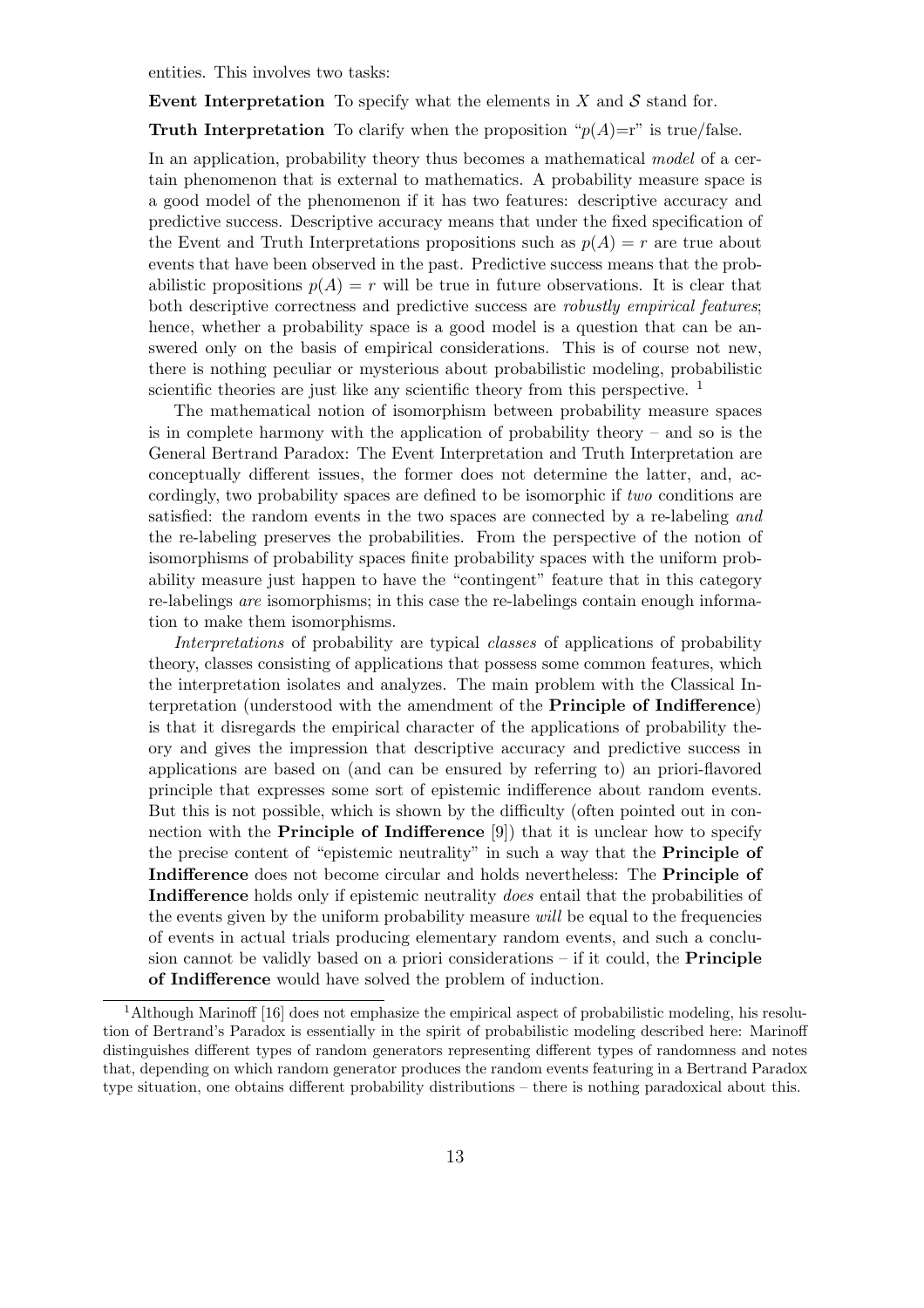entities. This involves two tasks:

**Event Interpretation** To specify what the elements in $X$ and $\mathcal{S}$ stand for.

**Truth Interpretation** To clarify when the proposition "$p(A)$=r" is true/false.

In an application, probability theory thus becomes a mathematical *model* of a certain phenomenon that is external to mathematics. A probability measure space is a good model of the phenomenon if it has two features: descriptive accuracy and predictive success. Descriptive accuracy means that under the fixed specification of the Event and Truth Interpretations propositions such as $p(A) = r$ are true about events that have been observed in the past. Predictive success means that the probabilistic propositions $p(A) = r$ will be true in future observations. It is clear that both descriptive correctness and predictive success are *robustly empirical features*; hence, whether a probability space is a good model is a question that can be answered only on the basis of empirical considerations. This is of course not new, there is nothing peculiar or mysterious about probabilistic modeling, probabilistic scientific theories are just like any scientific theory from this perspective. [1]

The mathematical notion of isomorphism between probability measure spaces is in complete harmony with the application of probability theory – and so is the General Bertrand Paradox: The Event Interpretation and Truth Interpretation are conceptually different issues, the former does not determine the latter, and, accordingly, two probability spaces are defined to be isomorphic if *two* conditions are satisfied: the random events in the two spaces are connected by a re-labeling *and* the re-labeling preserves the probabilities. From the perspective of the notion of isomorphisms of probability spaces finite probability spaces with the uniform probability measure just happen to have the "contingent" feature that in this category re-labelings *are* isomorphisms; in this case the re-labelings contain enough information to make them isomorphisms.

*Interpretations* of probability are typical *classes* of applications of probability theory, classes consisting of applications that possess some common features, which the interpretation isolates and analyzes. The main problem with the Classical Interpretation (understood with the amendment of the **Principle of Indifference**) is that it disregards the empirical character of the applications of probability theory and gives the impression that descriptive accuracy and predictive success in applications are based on (and can be ensured by referring to) an priori-flavored principle that expresses some sort of epistemic indifference about random events. But this is not possible, which is shown by the difficulty (often pointed out in connection with the **Principle of Indifference** [9]) that it is unclear how to specify the precise content of "epistemic neutrality" in such a way that the **Principle of Indifference** does not become circular and holds nevertheless: The **Principle of Indifference** holds only if epistemic neutrality *does* entail that the probabilities of the events given by the uniform probability measure *will* be equal to the frequencies of events in actual trials producing elementary random events, and such a conclusion cannot be validly based on a priori considerations – if it could, the **Principle of Indifference** would have solved the problem of induction.

[1] Although Marinoff [16] does not emphasize the empirical aspect of probabilistic modeling, his resolution of Bertrand's Paradox is essentially in the spirit of probabilistic modeling described here: Marinoff distinguishes different types of random generators representing different types of randomness and notes that, depending on which random generator produces the random events featuring in a Bertrand Paradox type situation, one obtains different probability distributions – there is nothing paradoxical about this.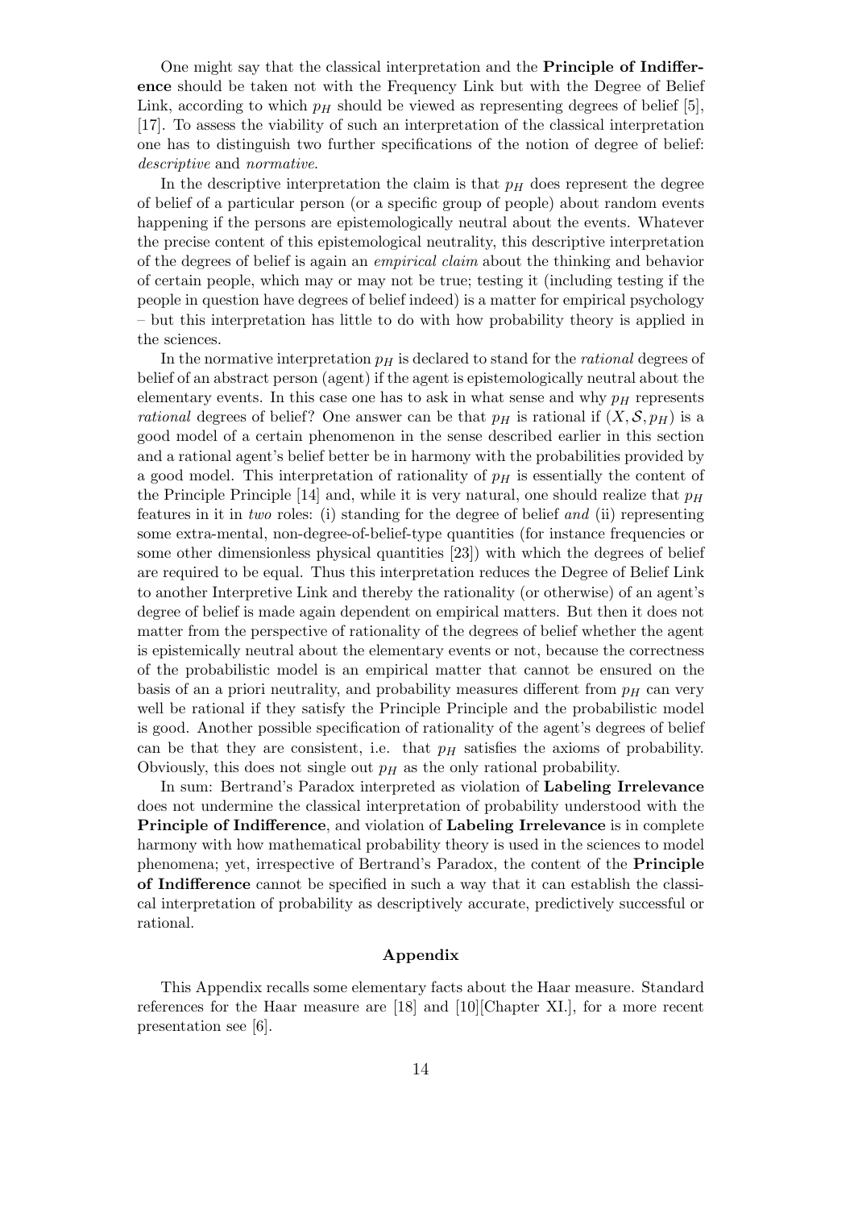One might say that the classical interpretation and the **Principle of Indifference** should be taken not with the Frequency Link but with the Degree of Belief Link, according to which $p_H$ should be viewed as representing degrees of belief [5], [17]. To assess the viability of such an interpretation of the classical interpretation one has to distinguish two further specifications of the notion of degree of belief: *descriptive* and *normative*.

In the descriptive interpretation the claim is that $p_H$ does represent the degree of belief of a particular person (or a specific group of people) about random events happening if the persons are epistemologically neutral about the events. Whatever the precise content of this epistemological neutrality, this descriptive interpretation of the degrees of belief is again an *empirical claim* about the thinking and behavior of certain people, which may or may not be true; testing it (including testing if the people in question have degrees of belief indeed) is a matter for empirical psychology – but this interpretation has little to do with how probability theory is applied in the sciences.

In the normative interpretation $p_H$ is declared to stand for the *rational* degrees of belief of an abstract person (agent) if the agent is epistemologically neutral about the elementary events. In this case one has to ask in what sense and why $p_H$ represents *rational* degrees of belief? One answer can be that $p_H$ is rational if $(X, \mathcal{S}, p_H)$ is a good model of a certain phenomenon in the sense described earlier in this section and a rational agent's belief better be in harmony with the probabilities provided by a good model. This interpretation of rationality of $p_H$ is essentially the content of the Principle Principle [14] and, while it is very natural, one should realize that $p_H$ features in it in *two* roles: (i) standing for the degree of belief *and* (ii) representing some extra-mental, non-degree-of-belief-type quantities (for instance frequencies or some other dimensionless physical quantities [23]) with which the degrees of belief are required to be equal. Thus this interpretation reduces the Degree of Belief Link to another Interpretive Link and thereby the rationality (or otherwise) of an agent's degree of belief is made again dependent on empirical matters. But then it does not matter from the perspective of rationality of the degrees of belief whether the agent is epistemically neutral about the elementary events or not, because the correctness of the probabilistic model is an empirical matter that cannot be ensured on the basis of an a priori neutrality, and probability measures different from $p_H$ can very well be rational if they satisfy the Principle Principle and the probabilistic model is good. Another possible specification of rationality of the agent's degrees of belief can be that they are consistent, i.e. that $p_H$ satisfies the axioms of probability. Obviously, this does not single out $p_H$ as the only rational probability.

In sum: Bertrand's Paradox interpreted as violation of **Labeling Irrelevance** does not undermine the classical interpretation of probability understood with the **Principle of Indifference**, and violation of **Labeling Irrelevance** is in complete harmony with how mathematical probability theory is used in the sciences to model phenomena; yet, irrespective of Bertrand's Paradox, the content of the **Principle of Indifference** cannot be specified in such a way that it can establish the classical interpretation of probability as descriptively accurate, predictively successful or rational.

## Appendix

This Appendix recalls some elementary facts about the Haar measure. Standard references for the Haar measure are [18] and [10][Chapter XI.], for a more recent presentation see [6].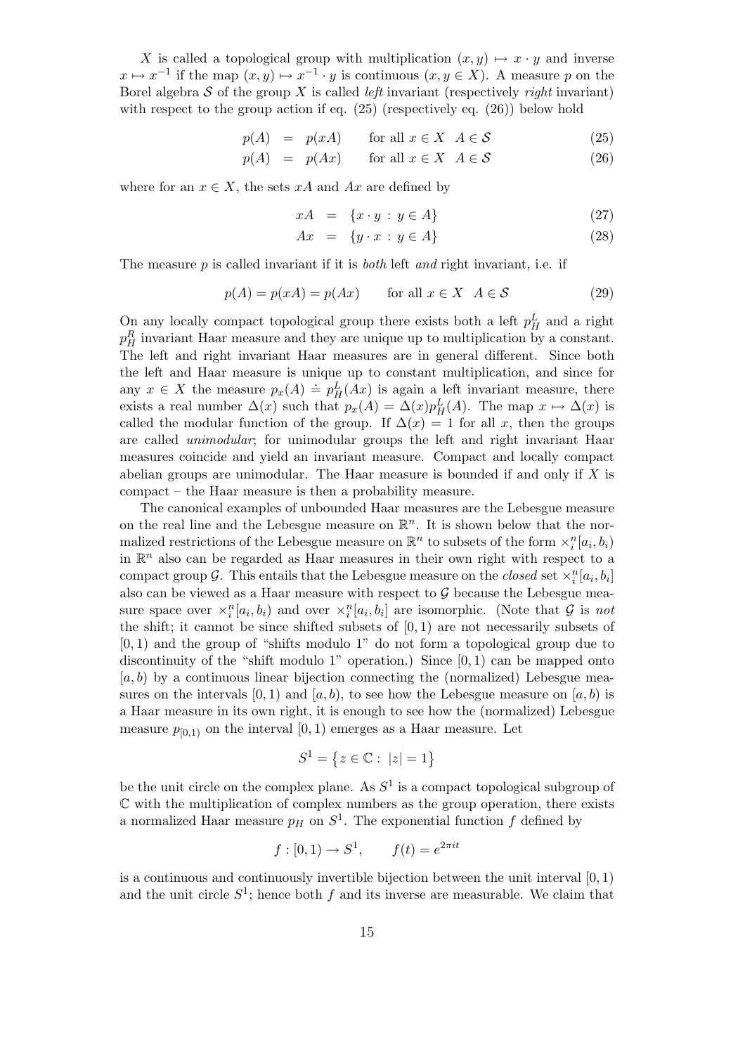$X$ is called a topological group with multiplication $(x, y) \mapsto x \cdot y$ and inverse $x \mapsto x^{-1}$ if the map $(x, y) \mapsto x^{-1} \cdot y$ is continuous $(x, y \in X)$. A measure $p$ on the Borel algebra $\mathcal{S}$ of the group $X$ is called *left* invariant (respectively *right* invariant) with respect to the group action if eq. (25) (respectively eq. (26)) below hold

$$p(A) = p(xA) \qquad \text{for all } x \in X \quad A \in \mathcal{S} \tag{25}$$

$$p(A) = p(Ax) \qquad \text{for all } x \in X \quad A \in \mathcal{S} \tag{26}$$

where for an $x \in X$, the sets $xA$ and $Ax$ are defined by

$$xA = \{x \cdot y \,:\, y \in A\} \tag{27}$$

$$Ax = \{y \cdot x \,:\, y \in A\} \tag{28}$$

The measure $p$ is called invariant if it is *both* left *and* right invariant, i.e. if

$$p(A) = p(xA) = p(Ax) \qquad \text{for all } x \in X \quad A \in \mathcal{S} \tag{29}$$

On any locally compact topological group there exists both a left $p_H^L$ and a right $p_H^R$ invariant Haar measure and they are unique up to multiplication by a constant. The left and right invariant Haar measures are in general different. Since both the left and Haar measure is unique up to constant multiplication, and since for any $x \in X$ the measure $p_x(A) \doteq p_H^L(Ax)$ is again a left invariant measure, there exists a real number $\Delta(x)$ such that $p_x(A) = \Delta(x) p_H^L(A)$. The map $x \mapsto \Delta(x)$ is called the modular function of the group. If $\Delta(x) = 1$ for all $x$, then the groups are called *unimodular*; for unimodular groups the left and right invariant Haar measures coincide and yield an invariant measure. Compact and locally compact abelian groups are unimodular. The Haar measure is bounded if and only if $X$ is compact – the Haar measure is then a probability measure.

The canonical examples of unbounded Haar measures are the Lebesgue measure on the real line and the Lebesgue measure on $\mathbb{R}^n$. It is shown below that the normalized restrictions of the Lebesgue measure on $\mathbb{R}^n$ to subsets of the form $\times_i^n [a_i, b_i)$ in $\mathbb{R}^n$ also can be regarded as Haar measures in their own right with respect to a compact group $\mathcal{G}$. This entails that the Lebesgue measure on the *closed* set $\times_i^n [a_i, b_i]$ also can be viewed as a Haar measure with respect to $\mathcal{G}$ because the Lebesgue measure space over $\times_i^n [a_i, b_i)$ and over $\times_i^n [a_i, b_i]$ are isomorphic. (Note that $\mathcal{G}$ is *not* the shift; it cannot be since shifted subsets of $[0, 1)$ are not necessarily subsets of $[0, 1)$ and the group of "shifts modulo 1" do not form a topological group due to discontinuity of the "shift modulo 1" operation.) Since $[0, 1)$ can be mapped onto $[a, b)$ by a continuous linear bijection connecting the (normalized) Lebesgue measures on the intervals $[0, 1)$ and $[a, b)$, to see how the Lebesgue measure on $[a, b)$ is a Haar measure in its own right, it is enough to see how the (normalized) Lebesgue measure $p_{[0,1)}$ on the interval $[0, 1)$ emerges as a Haar measure. Let

$$S^1 = \left\{ z \in \mathbb{C} : \, |z| = 1 \right\}$$

be the unit circle on the complex plane. As $S^1$ is a compact topological subgroup of $\mathbb{C}$ with the multiplication of complex numbers as the group operation, there exists a normalized Haar measure $p_H$ on $S^1$. The exponential function $f$ defined by

$$f : [0, 1) \to S^1, \qquad f(t) = e^{2\pi i t}$$

is a continuous and continuously invertible bijection between the unit interval $[0, 1)$ and the unit circle $S^1$; hence both $f$ and its inverse are measurable. We claim that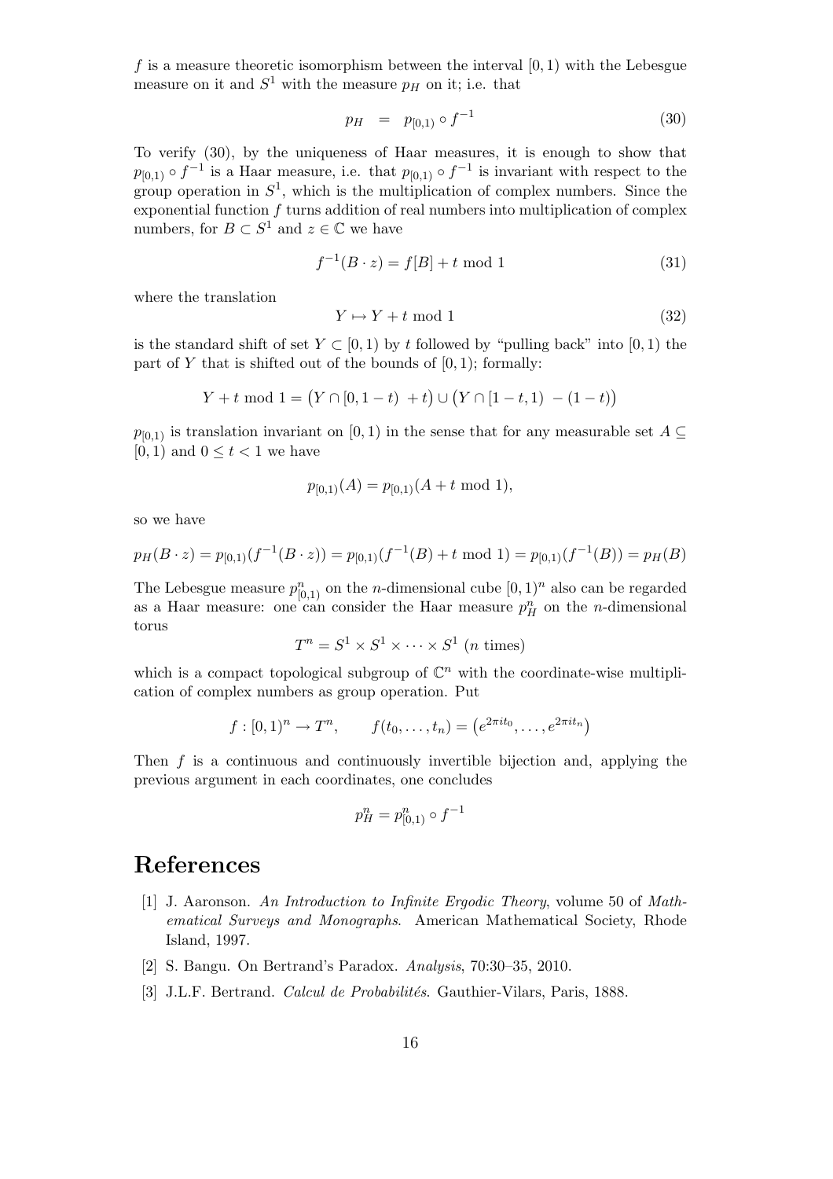$f$ is a measure theoretic isomorphism between the interval $[0,1)$ with the Lebesgue measure on it and $S^1$ with the measure $p_H$ on it; i.e. that

$$p_H \quad = \quad p_{[0,1)} \circ f^{-1} \tag{30}$$

To verify (30), by the uniqueness of Haar measures, it is enough to show that $p_{[0,1)} \circ f^{-1}$ is a Haar measure, i.e. that $p_{[0,1)} \circ f^{-1}$ is invariant with respect to the group operation in $S^1$, which is the multiplication of complex numbers. Since the exponential function $f$ turns addition of real numbers into multiplication of complex numbers, for $B \subset S^1$ and $z \in \mathbb{C}$ we have

$$f^{-1}(B \cdot z) = f[B] + t \bmod 1 \tag{31}$$

where the translation

$$Y \mapsto Y + t \bmod 1 \tag{32}$$

is the standard shift of set $Y \subset [0,1)$ by $t$ followed by "pulling back" into $[0,1)$ the part of $Y$ that is shifted out of the bounds of $[0,1)$; formally:

$$Y + t \bmod 1 = \big(Y \cap [0, 1-t) \ + t\big) \cup \big(Y \cap [1-t, 1) \ - (1-t)\big)$$

$p_{[0,1)}$ is translation invariant on $[0,1)$ in the sense that for any measurable set $A \subseteq [0,1)$ and $0 \leq t < 1$ we have

$$p_{[0,1)}(A) = p_{[0,1)}(A + t \bmod 1),$$

so we have

$$p_H(B \cdot z) = p_{[0,1)}(f^{-1}(B \cdot z)) = p_{[0,1)}(f^{-1}(B) + t \bmod 1) = p_{[0,1)}(f^{-1}(B)) = p_H(B)$$

The Lebesgue measure $p^n_{[0,1)}$ on the $n$-dimensional cube $[0,1)^n$ also can be regarded as a Haar measure: one can consider the Haar measure $p^n_H$ on the $n$-dimensional torus

$$T^n = S^1 \times S^1 \times \cdots \times S^1 \ (n \text{ times})$$

which is a compact topological subgroup of $\mathbb{C}^n$ with the coordinate-wise multiplication of complex numbers as group operation. Put

$$f : [0,1)^n \to T^n, \qquad f(t_0, \ldots, t_n) = \left(e^{2\pi i t_0}, \ldots, e^{2\pi i t_n}\right)$$

Then $f$ is a continuous and continuously invertible bijection and, applying the previous argument in each coordinates, one concludes

$$p^n_H = p^n_{[0,1)} \circ f^{-1}$$

# References

[1] J. Aaronson. *An Introduction to Infinite Ergodic Theory*, volume 50 of *Mathematical Surveys and Monographs*. American Mathematical Society, Rhode Island, 1997.

[2] S. Bangu. On Bertrand's Paradox. *Analysis*, 70:30–35, 2010.

[3] J.L.F. Bertrand. *Calcul de Probabilités*. Gauthier-Vilars, Paris, 1888.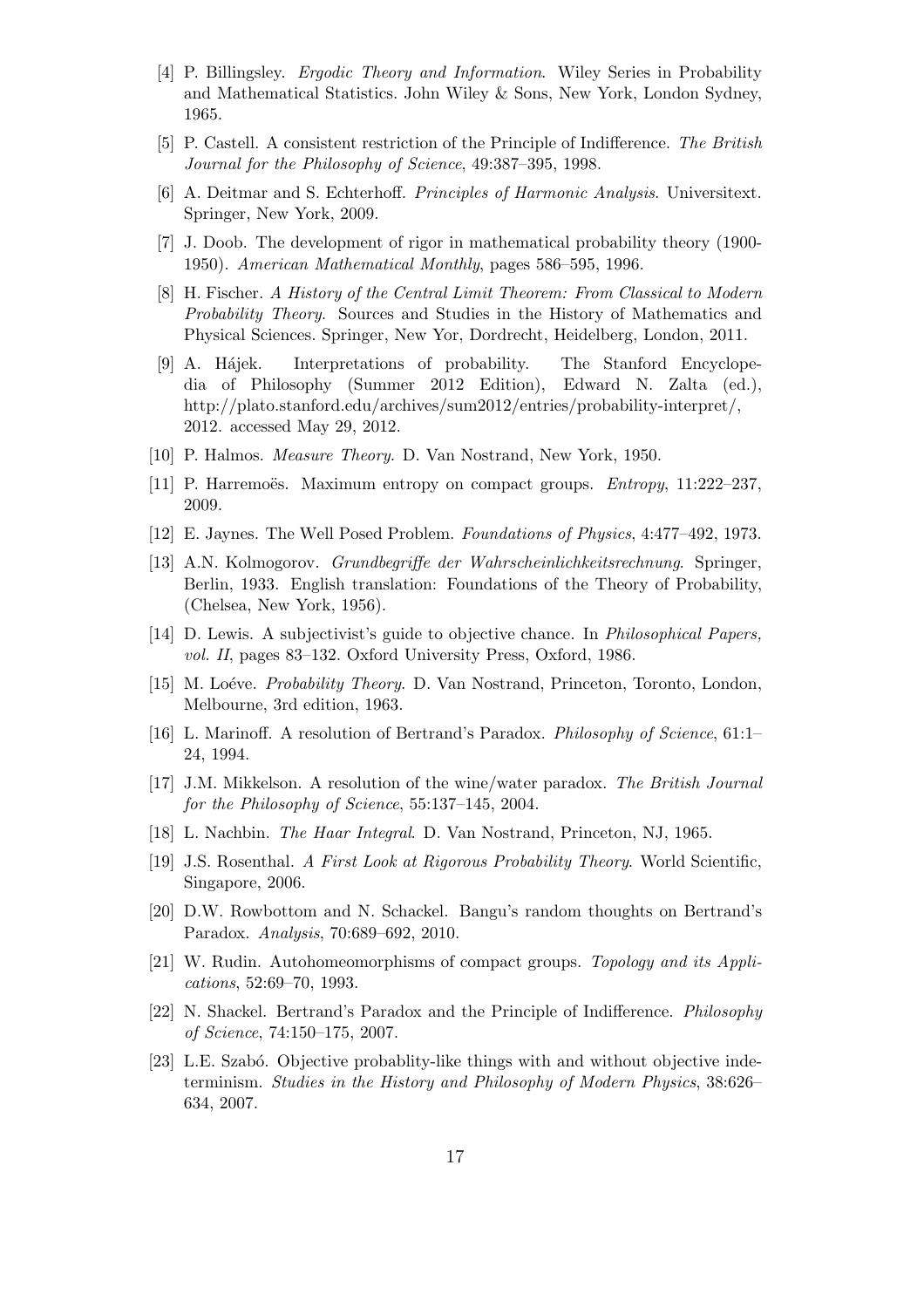- [4] P. Billingsley. *Ergodic Theory and Information*. Wiley Series in Probability and Mathematical Statistics. John Wiley & Sons, New York, London Sydney, 1965.
- [5] P. Castell. A consistent restriction of the Principle of Indifference. *The British Journal for the Philosophy of Science*, 49:387–395, 1998.
- [6] A. Deitmar and S. Echterhoff. *Principles of Harmonic Analysis*. Universitext. Springer, New York, 2009.
- [7] J. Doob. The development of rigor in mathematical probability theory (1900-1950). *American Mathematical Monthly*, pages 586–595, 1996.
- [8] H. Fischer. *A History of the Central Limit Theorem: From Classical to Modern Probability Theory*. Sources and Studies in the History of Mathematics and Physical Sciences. Springer, New Yor, Dordrecht, Heidelberg, London, 2011.
- [9] A. Hájek. Interpretations of probability. The Stanford Encyclopedia of Philosophy (Summer 2012 Edition), Edward N. Zalta (ed.), http://plato.stanford.edu/archives/sum2012/entries/probability-interpret/, 2012. accessed May 29, 2012.
- [10] P. Halmos. *Measure Theory*. D. Van Nostrand, New York, 1950.
- [11] P. Harremoës. Maximum entropy on compact groups. *Entropy*, 11:222–237, 2009.
- [12] E. Jaynes. The Well Posed Problem. *Foundations of Physics*, 4:477–492, 1973.
- [13] A.N. Kolmogorov. *Grundbegriffe der Wahrscheinlichkeitsrechnung*. Springer, Berlin, 1933. English translation: Foundations of the Theory of Probability, (Chelsea, New York, 1956).
- [14] D. Lewis. A subjectivist's guide to objective chance. In *Philosophical Papers, vol. II*, pages 83–132. Oxford University Press, Oxford, 1986.
- [15] M. Loéve. *Probability Theory*. D. Van Nostrand, Princeton, Toronto, London, Melbourne, 3rd edition, 1963.
- [16] L. Marinoff. A resolution of Bertrand's Paradox. *Philosophy of Science*, 61:1–24, 1994.
- [17] J.M. Mikkelson. A resolution of the wine/water paradox. *The British Journal for the Philosophy of Science*, 55:137–145, 2004.
- [18] L. Nachbin. *The Haar Integral*. D. Van Nostrand, Princeton, NJ, 1965.
- [19] J.S. Rosenthal. *A First Look at Rigorous Probability Theory*. World Scientific, Singapore, 2006.
- [20] D.W. Rowbottom and N. Schackel. Bangu's random thoughts on Bertrand's Paradox. *Analysis*, 70:689–692, 2010.
- [21] W. Rudin. Autohomeomorphisms of compact groups. *Topology and its Applications*, 52:69–70, 1993.
- [22] N. Shackel. Bertrand's Paradox and the Principle of Indifference. *Philosophy of Science*, 74:150–175, 2007.
- [23] L.E. Szabó. Objective probablity-like things with and without objective indeterminism. *Studies in the History and Philosophy of Modern Physics*, 38:626–634, 2007.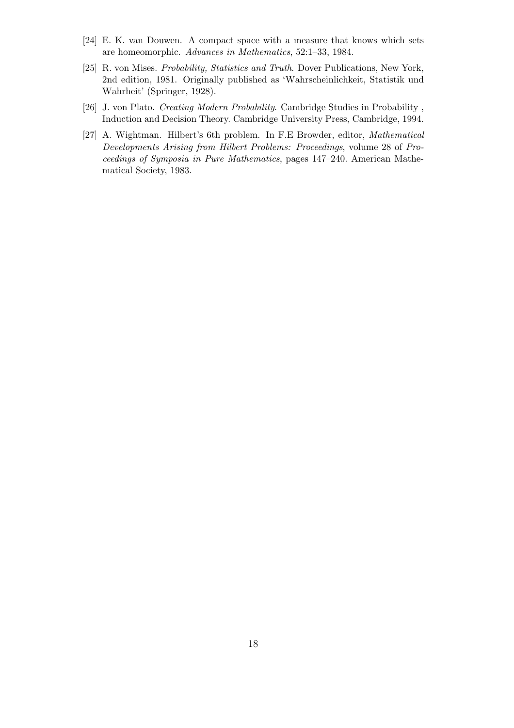[24] E. K. van Douwen. A compact space with a measure that knows which sets are homeomorphic. *Advances in Mathematics*, 52:1–33, 1984.

[25] R. von Mises. *Probability, Statistics and Truth*. Dover Publications, New York, 2nd edition, 1981. Originally published as 'Wahrscheinlichkeit, Statistik und Wahrheit' (Springer, 1928).

[26] J. von Plato. *Creating Modern Probability*. Cambridge Studies in Probability , Induction and Decision Theory. Cambridge University Press, Cambridge, 1994.

[27] A. Wightman. Hilbert's 6th problem. In F.E Browder, editor, *Mathematical Developments Arising from Hilbert Problems: Proceedings*, volume 28 of *Proceedings of Symposia in Pure Mathematics*, pages 147–240. American Mathematical Society, 1983.